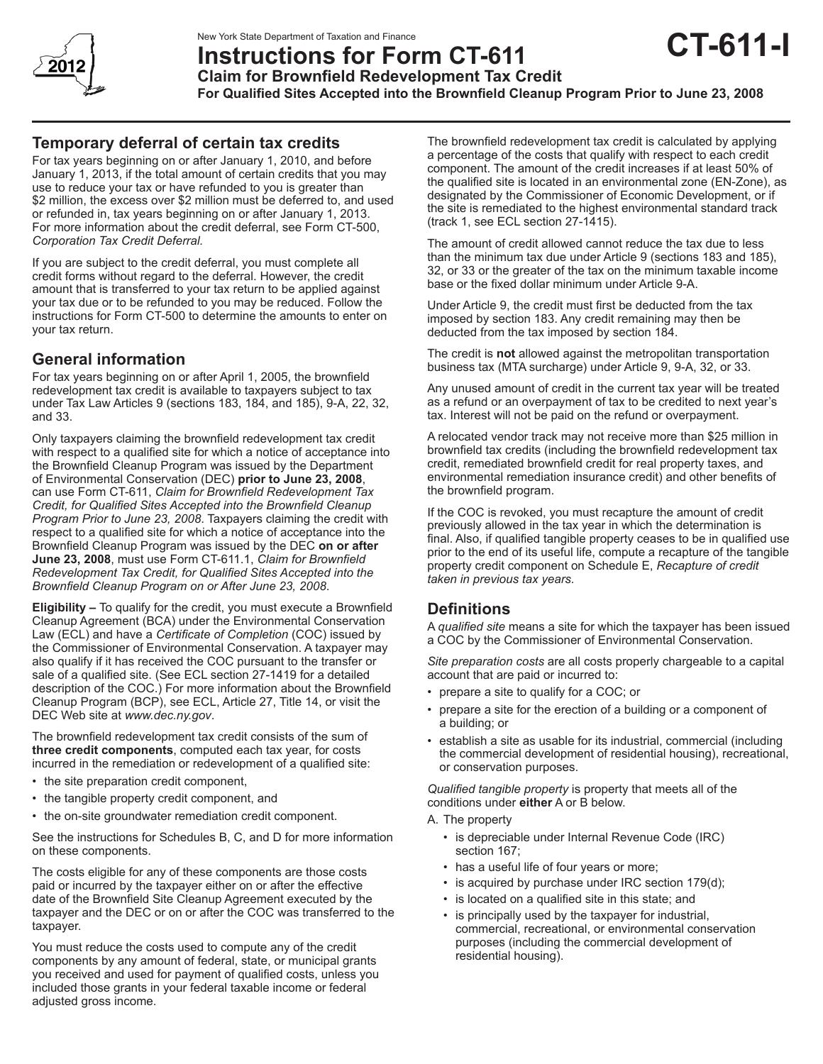New York State Department of Taxation and Finance

# Instructions for Form CT-611

**CT-611-I**

## Claim for Brownfield Redevelopment Tax Credit

**For Qualified Sites Accepted into the Brownfield Cleanup Program Prior to June 23, 2008**

## Temporary deferral of certain tax credits

For tax years beginning on or after January 1, 2010, and before January 1, 2013, if the total amount of certain credits that you may use to reduce your tax or have refunded to you is greater than $2 million, the excess over $2 million must be deferred to, and used or refunded in, tax years beginning on or after January 1, 2013. For more information about the credit deferral, see Form CT-500, *Corporation Tax Credit Deferral.*

If you are subject to the credit deferral, you must complete all credit forms without regard to the deferral. However, the credit amount that is transferred to your tax return to be applied against your tax due or to be refunded to you may be reduced. Follow the instructions for Form CT-500 to determine the amounts to enter on your tax return.

## General information

For tax years beginning on or after April 1, 2005, the brownfield redevelopment tax credit is available to taxpayers subject to tax under Tax Law Articles 9 (sections 183, 184, and 185), 9-A, 22, 32, and 33.

Only taxpayers claiming the brownfield redevelopment tax credit with respect to a qualified site for which a notice of acceptance into the Brownfield Cleanup Program was issued by the Department of Environmental Conservation (DEC) **prior to June 23, 2008**, can use Form CT-611, *Claim for Brownfield Redevelopment Tax Credit, for Qualified Sites Accepted into the Brownfield Cleanup Program Prior to June 23, 2008*. Taxpayers claiming the credit with respect to a qualified site for which a notice of acceptance into the Brownfield Cleanup Program was issued by the DEC **on or after June 23, 2008**, must use Form CT-611.1, *Claim for Brownfield Redevelopment Tax Credit, for Qualified Sites Accepted into the Brownfield Cleanup Program on or After June 23, 2008*.

**Eligibility –** To qualify for the credit, you must execute a Brownfield Cleanup Agreement (BCA) under the Environmental Conservation Law (ECL) and have a *Certificate of Completion* (COC) issued by the Commissioner of Environmental Conservation. A taxpayer may also qualify if it has received the COC pursuant to the transfer or sale of a qualified site. (See ECL section 27-1419 for a detailed description of the COC.) For more information about the Brownfield Cleanup Program (BCP), see ECL, Article 27, Title 14, or visit the DEC Web site at *www.dec.ny.gov*.

The brownfield redevelopment tax credit consists of the sum of **three credit components**, computed each tax year, for costs incurred in the remediation or redevelopment of a qualified site:

- the site preparation credit component,
- the tangible property credit component, and
- the on-site groundwater remediation credit component.

See the instructions for Schedules B, C, and D for more information on these components.

The costs eligible for any of these components are those costs paid or incurred by the taxpayer either on or after the effective date of the Brownfield Site Cleanup Agreement executed by the taxpayer and the DEC or on or after the COC was transferred to the taxpayer.

You must reduce the costs used to compute any of the credit components by any amount of federal, state, or municipal grants you received and used for payment of qualified costs, unless you included those grants in your federal taxable income or federal adjusted gross income.

The brownfield redevelopment tax credit is calculated by applying a percentage of the costs that qualify with respect to each credit component. The amount of the credit increases if at least 50% of the qualified site is located in an environmental zone (EN-Zone), as designated by the Commissioner of Economic Development, or if the site is remediated to the highest environmental standard track (track 1, see ECL section 27-1415).

The amount of credit allowed cannot reduce the tax due to less than the minimum tax due under Article 9 (sections 183 and 185), 32, or 33 or the greater of the tax on the minimum taxable income base or the fixed dollar minimum under Article 9-A.

Under Article 9, the credit must first be deducted from the tax imposed by section 183. Any credit remaining may then be deducted from the tax imposed by section 184.

The credit is **not** allowed against the metropolitan transportation business tax (MTA surcharge) under Article 9, 9-A, 32, or 33.

Any unused amount of credit in the current tax year will be treated as a refund or an overpayment of tax to be credited to next year's tax. Interest will not be paid on the refund or overpayment.

A relocated vendor track may not receive more than $25 million in brownfield tax credits (including the brownfield redevelopment tax credit, remediated brownfield credit for real property taxes, and environmental remediation insurance credit) and other benefits of the brownfield program.

If the COC is revoked, you must recapture the amount of credit previously allowed in the tax year in which the determination is final. Also, if qualified tangible property ceases to be in qualified use prior to the end of its useful life, compute a recapture of the tangible property credit component on Schedule E, *Recapture of credit taken in previous tax years.*

## Definitions

A *qualified site* means a site for which the taxpayer has been issued a COC by the Commissioner of Environmental Conservation.

*Site preparation costs* are all costs properly chargeable to a capital account that are paid or incurred to:

- prepare a site to qualify for a COC; or
- prepare a site for the erection of a building or a component of a building; or
- establish a site as usable for its industrial, commercial (including the commercial development of residential housing), recreational, or conservation purposes.

*Qualified tangible property* is property that meets all of the conditions under **either** A or B below.

A. The property
   - is depreciable under Internal Revenue Code (IRC) section 167;
   - has a useful life of four years or more;
   - is acquired by purchase under IRC section 179(d);
   - is located on a qualified site in this state; and
   - is principally used by the taxpayer for industrial, commercial, recreational, or environmental conservation purposes (including the commercial development of residential housing).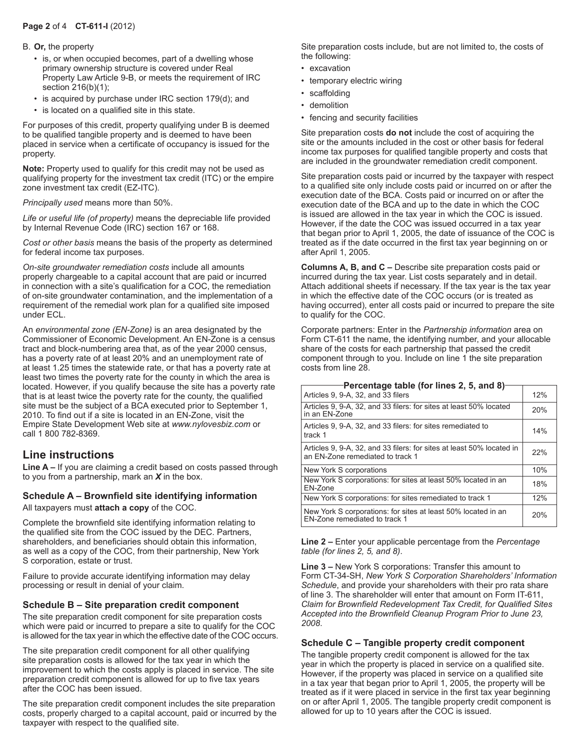B. **Or,** the property

- is, or when occupied becomes, part of a dwelling whose primary ownership structure is covered under Real Property Law Article 9-B, or meets the requirement of IRC section 216(b)(1);
- is acquired by purchase under IRC section 179(d); and
- is located on a qualified site in this state.

For purposes of this credit, property qualifying under B is deemed to be qualified tangible property and is deemed to have been placed in service when a certificate of occupancy is issued for the property.

**Note:** Property used to qualify for this credit may not be used as qualifying property for the investment tax credit (ITC) or the empire zone investment tax credit (EZ-ITC).

*Principally used* means more than 50%.

*Life or useful life (of property)* means the depreciable life provided by Internal Revenue Code (IRC) section 167 or 168.

*Cost or other basis* means the basis of the property as determined for federal income tax purposes.

*On-site groundwater remediation costs* include all amounts properly chargeable to a capital account that are paid or incurred in connection with a site's qualification for a COC, the remediation of on-site groundwater contamination, and the implementation of a requirement of the remedial work plan for a qualified site imposed under ECL.

An *environmental zone (EN-Zone)* is an area designated by the Commissioner of Economic Development. An EN-Zone is a census tract and block-numbering area that, as of the year 2000 census, has a poverty rate of at least 20% and an unemployment rate of at least 1.25 times the statewide rate, or that has a poverty rate at least two times the poverty rate for the county in which the area is located. However, if you qualify because the site has a poverty rate that is at least twice the poverty rate for the county, the qualified site must be the subject of a BCA executed prior to September 1, 2010. To find out if a site is located in an EN-Zone, visit the Empire State Development Web site at *www.nylovesbiz.com* or call 1 800 782-8369.

## Line instructions

**Line A –** If you are claiming a credit based on costs passed through to you from a partnership, mark an ***X*** in the box.

### Schedule A – Brownfield site identifying information

All taxpayers must **attach a copy** of the COC.

Complete the brownfield site identifying information relating to the qualified site from the COC issued by the DEC. Partners, shareholders, and beneficiaries should obtain this information, as well as a copy of the COC, from their partnership, New York S corporation, estate or trust.

Failure to provide accurate identifying information may delay processing or result in denial of your claim.

### Schedule B – Site preparation credit component

The site preparation credit component for site preparation costs which were paid or incurred to prepare a site to qualify for the COC is allowed for the tax year in which the effective date of the COC occurs.

The site preparation credit component for all other qualifying site preparation costs is allowed for the tax year in which the improvement to which the costs apply is placed in service. The site preparation credit component is allowed for up to five tax years after the COC has been issued.

The site preparation credit component includes the site preparation costs, properly charged to a capital account, paid or incurred by the taxpayer with respect to the qualified site.

Site preparation costs include, but are not limited to, the costs of the following:

- excavation
- temporary electric wiring
- scaffolding
- demolition
- fencing and security facilities

Site preparation costs **do not** include the cost of acquiring the site or the amounts included in the cost or other basis for federal income tax purposes for qualified tangible property and costs that are included in the groundwater remediation credit component.

Site preparation costs paid or incurred by the taxpayer with respect to a qualified site only include costs paid or incurred on or after the execution date of the BCA. Costs paid or incurred on or after the execution date of the BCA and up to the date in which the COC is issued are allowed in the tax year in which the COC is issued. However, if the date the COC was issued occurred in a tax year that began prior to April 1, 2005, the date of issuance of the COC is treated as if the date occurred in the first tax year beginning on or after April 1, 2005.

**Columns A, B, and C –** Describe site preparation costs paid or incurred during the tax year. List costs separately and in detail. Attach additional sheets if necessary. If the tax year is the tax year in which the effective date of the COC occurs (or is treated as having occurred), enter all costs paid or incurred to prepare the site to qualify for the COC.

Corporate partners: Enter in the *Partnership information* area on Form CT-611 the name, the identifying number, and your allocable share of the costs for each partnership that passed the credit component through to you. Include on line 1 the site preparation costs from line 28.

| Percentage table (for lines 2, 5, and 8) | |
|---|---|
| Articles 9, 9-A, 32, and 33 filers | 12% |
| Articles 9, 9-A, 32, and 33 filers: for sites at least 50% located in an EN-Zone | 20% |
| Articles 9, 9-A, 32, and 33 filers: for sites remediated to track 1 | 14% |
| Articles 9, 9-A, 32, and 33 filers: for sites at least 50% located in an EN-Zone remediated to track 1 | 22% |
| New York S corporations | 10% |
| New York S corporations: for sites at least 50% located in an EN-Zone | 18% |
| New York S corporations: for sites remediated to track 1 | 12% |
| New York S corporations: for sites at least 50% located in an EN-Zone remediated to track 1 | 20% |

**Line 2 –** Enter your applicable percentage from the *Percentage table (for lines 2, 5, and 8)*.

**Line 3 –** New York S corporations: Transfer this amount to Form CT-34-SH, *New York S Corporation Shareholders' Information Schedule*, and provide your shareholders with their pro rata share of line 3. The shareholder will enter that amount on Form IT-611, *Claim for Brownfield Redevelopment Tax Credit, for Qualified Sites Accepted into the Brownfield Cleanup Program Prior to June 23, 2008*.

### Schedule C – Tangible property credit component

The tangible property credit component is allowed for the tax year in which the property is placed in service on a qualified site. However, if the property was placed in service on a qualified site in a tax year that began prior to April 1, 2005, the property will be treated as if it were placed in service in the first tax year beginning on or after April 1, 2005. The tangible property credit component is allowed for up to 10 years after the COC is issued.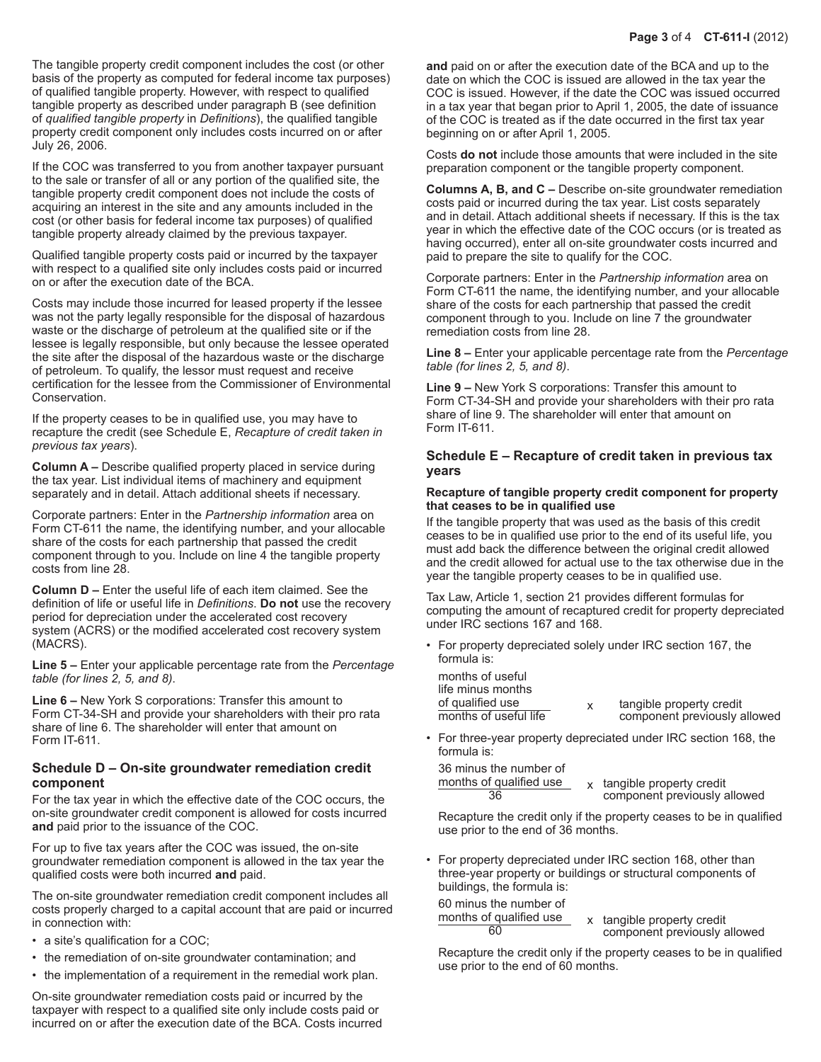The tangible property credit component includes the cost (or other basis of the property as computed for federal income tax purposes) of qualified tangible property. However, with respect to qualified tangible property as described under paragraph B (see definition of *qualified tangible property* in *Definitions*), the qualified tangible property credit component only includes costs incurred on or after July 26, 2006.

If the COC was transferred to you from another taxpayer pursuant to the sale or transfer of all or any portion of the qualified site, the tangible property credit component does not include the costs of acquiring an interest in the site and any amounts included in the cost (or other basis for federal income tax purposes) of qualified tangible property already claimed by the previous taxpayer.

Qualified tangible property costs paid or incurred by the taxpayer with respect to a qualified site only includes costs paid or incurred on or after the execution date of the BCA.

Costs may include those incurred for leased property if the lessee was not the party legally responsible for the disposal of hazardous waste or the discharge of petroleum at the qualified site or if the lessee is legally responsible, but only because the lessee operated the site after the disposal of the hazardous waste or the discharge of petroleum. To qualify, the lessor must request and receive certification for the lessee from the Commissioner of Environmental Conservation.

If the property ceases to be in qualified use, you may have to recapture the credit (see Schedule E, *Recapture of credit taken in previous tax years*).

**Column A –** Describe qualified property placed in service during the tax year. List individual items of machinery and equipment separately and in detail. Attach additional sheets if necessary.

Corporate partners: Enter in the *Partnership information* area on Form CT-611 the name, the identifying number, and your allocable share of the costs for each partnership that passed the credit component through to you. Include on line 4 the tangible property costs from line 28.

**Column D –** Enter the useful life of each item claimed. See the definition of life or useful life in *Definitions*. **Do not** use the recovery period for depreciation under the accelerated cost recovery system (ACRS) or the modified accelerated cost recovery system (MACRS).

**Line 5 –** Enter your applicable percentage rate from the *Percentage table (for lines 2, 5, and 8)*.

**Line 6 –** New York S corporations: Transfer this amount to Form CT-34-SH and provide your shareholders with their pro rata share of line 6. The shareholder will enter that amount on Form IT-611.

### Schedule D – On-site groundwater remediation credit component

For the tax year in which the effective date of the COC occurs, the on-site groundwater credit component is allowed for costs incurred **and** paid prior to the issuance of the COC.

For up to five tax years after the COC was issued, the on-site groundwater remediation component is allowed in the tax year the qualified costs were both incurred **and** paid.

The on-site groundwater remediation credit component includes all costs properly charged to a capital account that are paid or incurred in connection with:

- a site's qualification for a COC;
- the remediation of on-site groundwater contamination; and
- the implementation of a requirement in the remedial work plan.

On-site groundwater remediation costs paid or incurred by the taxpayer with respect to a qualified site only include costs paid or incurred on or after the execution date of the BCA. Costs incurred **and** paid on or after the execution date of the BCA and up to the date on which the COC is issued are allowed in the tax year the COC is issued. However, if the date the COC was issued occurred in a tax year that began prior to April 1, 2005, the date of issuance of the COC is treated as if the date occurred in the first tax year beginning on or after April 1, 2005.

Costs **do not** include those amounts that were included in the site preparation component or the tangible property component.

**Columns A, B, and C –** Describe on-site groundwater remediation costs paid or incurred during the tax year. List costs separately and in detail. Attach additional sheets if necessary. If this is the tax year in which the effective date of the COC occurs (or is treated as having occurred), enter all on-site groundwater costs incurred and paid to prepare the site to qualify for the COC.

Corporate partners: Enter in the *Partnership information* area on Form CT-611 the name, the identifying number, and your allocable share of the costs for each partnership that passed the credit component through to you. Include on line 7 the groundwater remediation costs from line 28.

**Line 8 –** Enter your applicable percentage rate from the *Percentage table (for lines 2, 5, and 8)*.

**Line 9 –** New York S corporations: Transfer this amount to Form CT-34-SH and provide your shareholders with their pro rata share of line 9. The shareholder will enter that amount on Form IT-611.

### Schedule E – Recapture of credit taken in previous tax years

#### Recapture of tangible property credit component for property that ceases to be in qualified use

If the tangible property that was used as the basis of this credit ceases to be in qualified use prior to the end of its useful life, you must add back the difference between the original credit allowed and the credit allowed for actual use to the tax otherwise due in the year the tangible property ceases to be in qualified use.

Tax Law, Article 1, section 21 provides different formulas for computing the amount of recaptured credit for property depreciated under IRC sections 167 and 168.

- For property depreciated solely under IRC section 167, the formula is:

$$\frac{\text{months of useful life minus months of qualified use}}{\text{months of useful life}} \times \text{tangible property credit component previously allowed}$$

- For three-year property depreciated under IRC section 168, the formula is:

$$\frac{\text{36 minus the number of months of qualified use}}{36} \times \text{tangible property credit component previously allowed}$$

  Recapture the credit only if the property ceases to be in qualified use prior to the end of 36 months.

- For property depreciated under IRC section 168, other than three-year property or buildings or structural components of buildings, the formula is:

$$\frac{\text{60 minus the number of months of qualified use}}{60} \times \text{tangible property credit component previously allowed}$$

  Recapture the credit only if the property ceases to be in qualified use prior to the end of 60 months.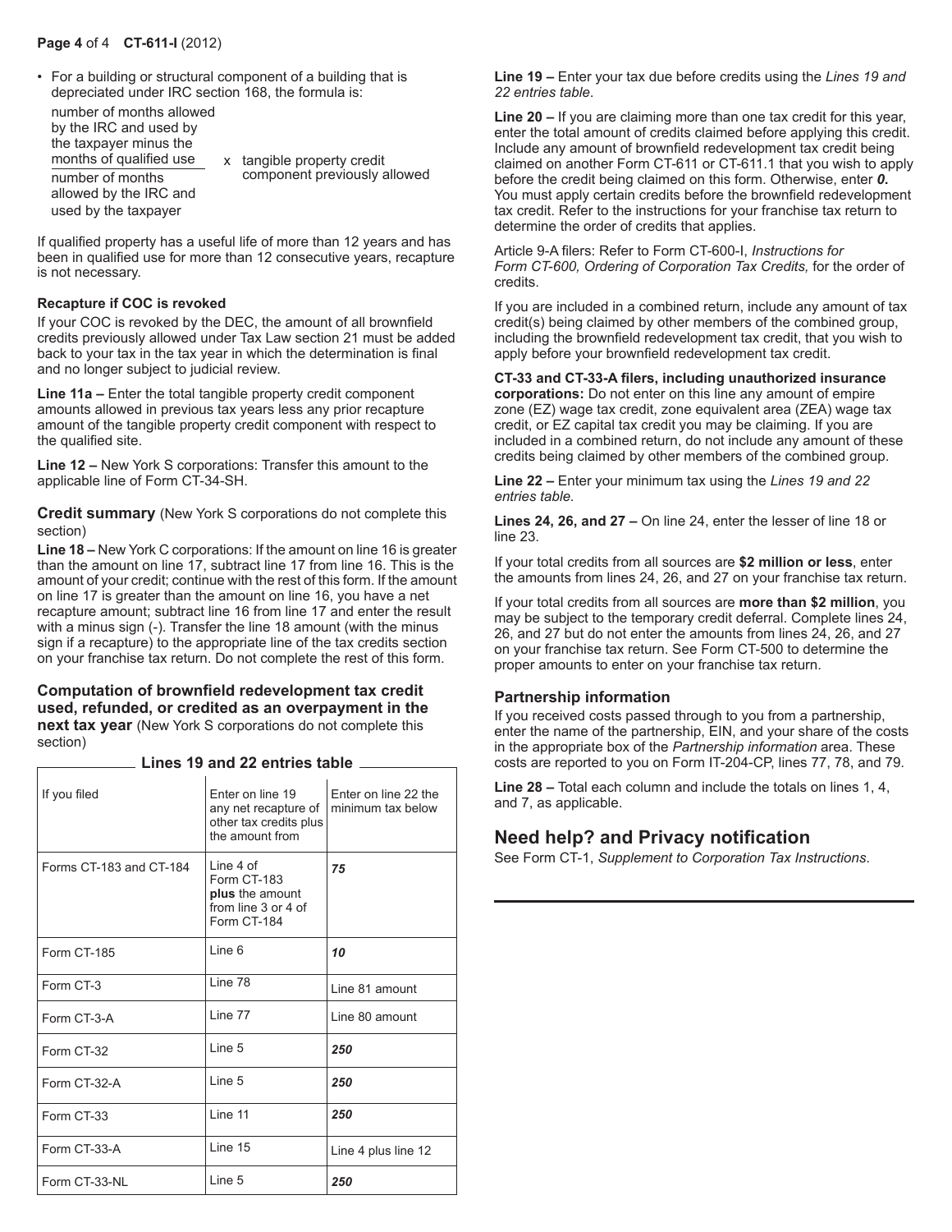- For a building or structural component of a building that is depreciated under IRC section 168, the formula is:

$$\frac{\text{number of months allowed by the IRC and used by the taxpayer minus the months of qualified use}}{\text{number of months allowed by the IRC and used by the taxpayer}} \times \text{tangible property credit component previously allowed}$$

If qualified property has a useful life of more than 12 years and has been in qualified use for more than 12 consecutive years, recapture is not necessary.

**Recapture if COC is revoked**

If your COC is revoked by the DEC, the amount of all brownfield credits previously allowed under Tax Law section 21 must be added back to your tax in the tax year in which the determination is final and no longer subject to judicial review.

**Line 11a –** Enter the total tangible property credit component amounts allowed in previous tax years less any prior recapture amount of the tangible property credit component with respect to the qualified site.

**Line 12 –** New York S corporations: Transfer this amount to the applicable line of Form CT-34-SH.

## Credit summary (New York S corporations do not complete this section)

**Line 18 –** New York C corporations: If the amount on line 16 is greater than the amount on line 17, subtract line 17 from line 16. This is the amount of your credit; continue with the rest of this form. If the amount on line 17 is greater than the amount on line 16, you have a net recapture amount; subtract line 16 from line 17 and enter the result with a minus sign (-). Transfer the line 18 amount (with the minus sign if a recapture) to the appropriate line of the tax credits section on your franchise tax return. Do not complete the rest of this form.

## Computation of brownfield redevelopment tax credit used, refunded, or credited as an overpayment in the next tax year (New York S corporations do not complete this section)

**Lines 19 and 22 entries table**

| If you filed | Enter on line 19 any net recapture of other tax credits plus the amount from | Enter on line 22 the minimum tax below |
|---|---|---|
| Forms CT-183 and CT-184 | Line 4 of Form CT-183 **plus** the amount from line 3 or 4 of Form CT-184 | ***75*** |
| Form CT-185 | Line 6 | ***10*** |
| Form CT-3 | Line 78 | Line 81 amount |
| Form CT-3-A | Line 77 | Line 80 amount |
| Form CT-32 | Line 5 | ***250*** |
| Form CT-32-A | Line 5 | ***250*** |
| Form CT-33 | Line 11 | ***250*** |
| Form CT-33-A | Line 15 | Line 4 plus line 12 |
| Form CT-33-NL | Line 5 | ***250*** |

**Line 19 –** Enter your tax due before credits using the *Lines 19 and 22 entries table*.

**Line 20 –** If you are claiming more than one tax credit for this year, enter the total amount of credits claimed before applying this credit. Include any amount of brownfield redevelopment tax credit being claimed on another Form CT-611 or CT-611.1 that you wish to apply before the credit being claimed on this form. Otherwise, enter ***0.*** You must apply certain credits before the brownfield redevelopment tax credit. Refer to the instructions for your franchise tax return to determine the order of credits that applies.

Article 9-A filers: Refer to Form CT-600-I, *Instructions for Form CT-600, Ordering of Corporation Tax Credits,* for the order of credits.

If you are included in a combined return, include any amount of tax credit(s) being claimed by other members of the combined group, including the brownfield redevelopment tax credit, that you wish to apply before your brownfield redevelopment tax credit.

**CT-33 and CT-33-A filers, including unauthorized insurance corporations:** Do not enter on this line any amount of empire zone (EZ) wage tax credit, zone equivalent area (ZEA) wage tax credit, or EZ capital tax credit you may be claiming. If you are included in a combined return, do not include any amount of these credits being claimed by other members of the combined group.

**Line 22 –** Enter your minimum tax using the *Lines 19 and 22 entries table.*

**Lines 24, 26, and 27 –** On line 24, enter the lesser of line 18 or line 23.

If your total credits from all sources are **$2 million or less**, enter the amounts from lines 24, 26, and 27 on your franchise tax return.

If your total credits from all sources are **more than $2 million**, you may be subject to the temporary credit deferral. Complete lines 24, 26, and 27 but do not enter the amounts from lines 24, 26, and 27 on your franchise tax return. See Form CT-500 to determine the proper amounts to enter on your franchise tax return.

## Partnership information

If you received costs passed through to you from a partnership, enter the name of the partnership, EIN, and your share of the costs in the appropriate box of the *Partnership information* area. These costs are reported to you on Form IT-204-CP, lines 77, 78, and 79.

**Line 28 –** Total each column and include the totals on lines 1, 4, and 7, as applicable.

## Need help? and Privacy notification

See Form CT-1, *Supplement to Corporation Tax Instructions*.